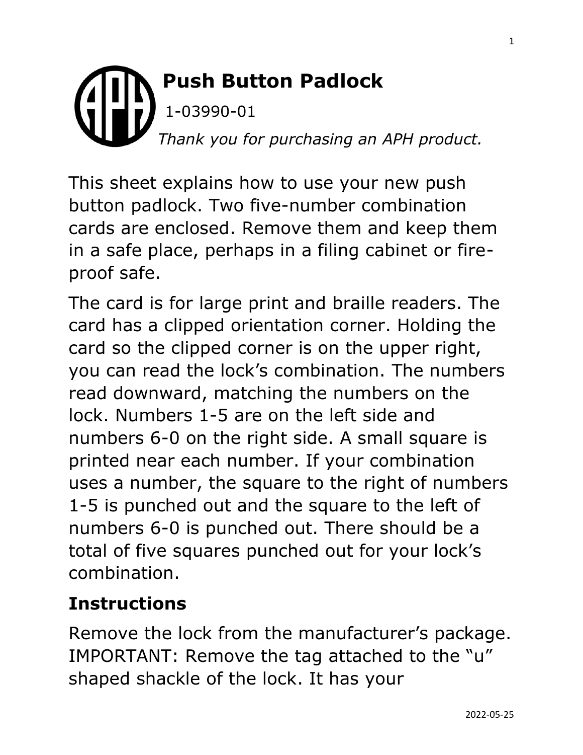# Push Button Padlock

1-03990-01

*Thank you for purchasing an APH product.*

This sheet explains how to use your new push button padlock. Two five-number combination cards are enclosed. Remove them and keep them in a safe place, perhaps in a filing cabinet or fire-proof safe.

The card is for large print and braille readers. The card has a clipped orientation corner. Holding the card so the clipped corner is on the upper right, you can read the lock's combination. The numbers read downward, matching the numbers on the lock. Numbers 1-5 are on the left side and numbers 6-0 on the right side. A small square is printed near each number. If your combination uses a number, the square to the right of numbers 1-5 is punched out and the square to the left of numbers 6-0 is punched out. There should be a total of five squares punched out for your lock's combination.

## Instructions

Remove the lock from the manufacturer's package. IMPORTANT: Remove the tag attached to the "u" shaped shackle of the lock. It has your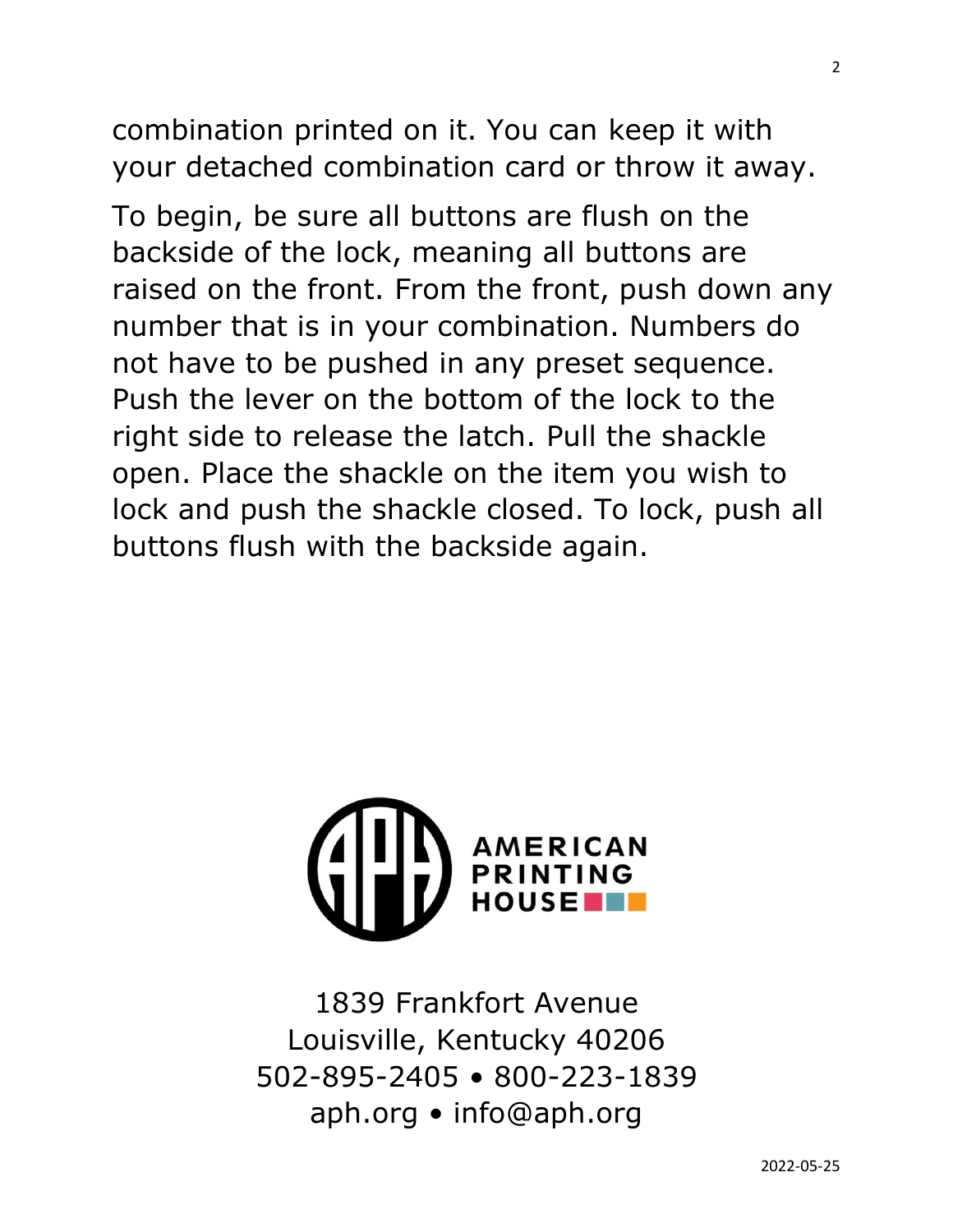combination printed on it. You can keep it with your detached combination card or throw it away.

To begin, be sure all buttons are flush on the backside of the lock, meaning all buttons are raised on the front. From the front, push down any number that is in your combination. Numbers do not have to be pushed in any preset sequence. Push the lever on the bottom of the lock to the right side to release the latch. Pull the shackle open. Place the shackle on the item you wish to lock and push the shackle closed. To lock, push all buttons flush with the backside again.

AMERICAN PRINTING HOUSE

1839 Frankfort Avenue
Louisville, Kentucky 40206
502-895-2405 • 800-223-1839
aph.org • info@aph.org

2022-05-25